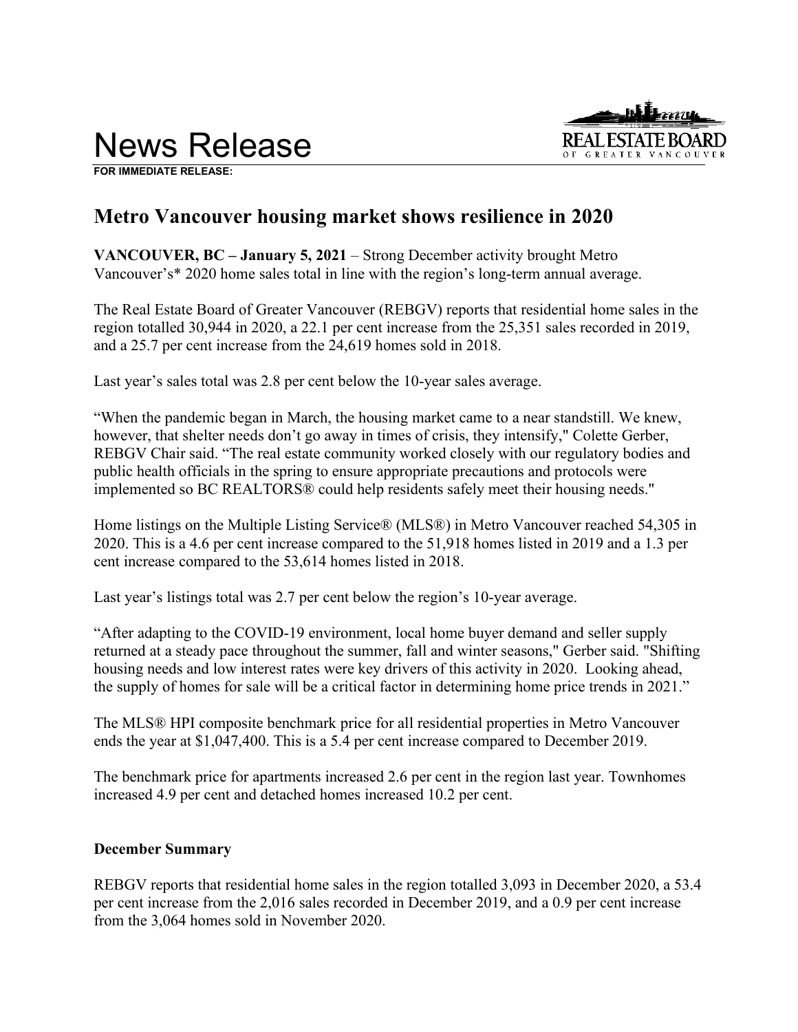# News Release

**FOR IMMEDIATE RELEASE:**

## Metro Vancouver housing market shows resilience in 2020

**VANCOUVER, BC – January 5, 2021** – Strong December activity brought Metro Vancouver's* 2020 home sales total in line with the region's long-term annual average.

The Real Estate Board of Greater Vancouver (REBGV) reports that residential home sales in the region totalled 30,944 in 2020, a 22.1 per cent increase from the 25,351 sales recorded in 2019, and a 25.7 per cent increase from the 24,619 homes sold in 2018.

Last year's sales total was 2.8 per cent below the 10-year sales average.

"When the pandemic began in March, the housing market came to a near standstill. We knew, however, that shelter needs don't go away in times of crisis, they intensify," Colette Gerber, REBGV Chair said. "The real estate community worked closely with our regulatory bodies and public health officials in the spring to ensure appropriate precautions and protocols were implemented so BC REALTORS® could help residents safely meet their housing needs."

Home listings on the Multiple Listing Service® (MLS®) in Metro Vancouver reached 54,305 in 2020. This is a 4.6 per cent increase compared to the 51,918 homes listed in 2019 and a 1.3 per cent increase compared to the 53,614 homes listed in 2018.

Last year's listings total was 2.7 per cent below the region's 10-year average.

"After adapting to the COVID-19 environment, local home buyer demand and seller supply returned at a steady pace throughout the summer, fall and winter seasons," Gerber said. "Shifting housing needs and low interest rates were key drivers of this activity in 2020. Looking ahead, the supply of homes for sale will be a critical factor in determining home price trends in 2021."

The MLS® HPI composite benchmark price for all residential properties in Metro Vancouver ends the year at $1,047,400. This is a 5.4 per cent increase compared to December 2019.

The benchmark price for apartments increased 2.6 per cent in the region last year. Townhomes increased 4.9 per cent and detached homes increased 10.2 per cent.

### December Summary

REBGV reports that residential home sales in the region totalled 3,093 in December 2020, a 53.4 per cent increase from the 2,016 sales recorded in December 2019, and a 0.9 per cent increase from the 3,064 homes sold in November 2020.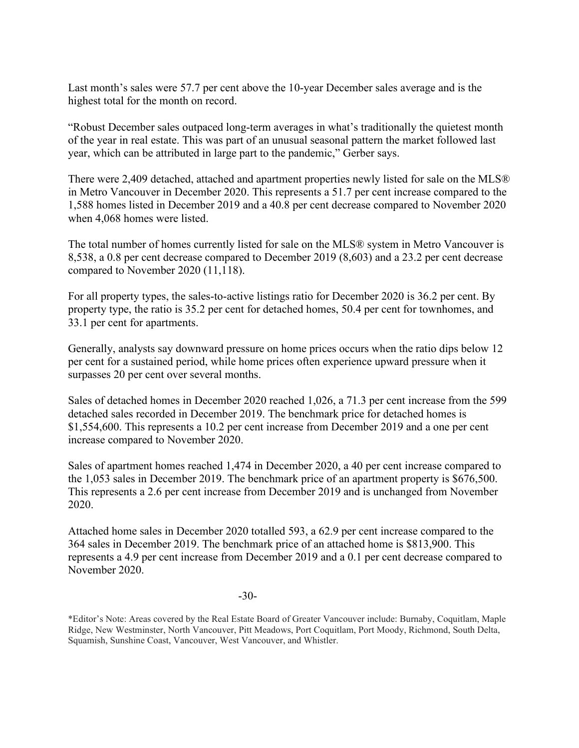Last month's sales were 57.7 per cent above the 10-year December sales average and is the highest total for the month on record.

"Robust December sales outpaced long-term averages in what's traditionally the quietest month of the year in real estate. This was part of an unusual seasonal pattern the market followed last year, which can be attributed in large part to the pandemic," Gerber says.

There were 2,409 detached, attached and apartment properties newly listed for sale on the MLS® in Metro Vancouver in December 2020. This represents a 51.7 per cent increase compared to the 1,588 homes listed in December 2019 and a 40.8 per cent decrease compared to November 2020 when 4,068 homes were listed.

The total number of homes currently listed for sale on the MLS® system in Metro Vancouver is 8,538, a 0.8 per cent decrease compared to December 2019 (8,603) and a 23.2 per cent decrease compared to November 2020 (11,118).

For all property types, the sales-to-active listings ratio for December 2020 is 36.2 per cent. By property type, the ratio is 35.2 per cent for detached homes, 50.4 per cent for townhomes, and 33.1 per cent for apartments.

Generally, analysts say downward pressure on home prices occurs when the ratio dips below 12 per cent for a sustained period, while home prices often experience upward pressure when it surpasses 20 per cent over several months.

Sales of detached homes in December 2020 reached 1,026, a 71.3 per cent increase from the 599 detached sales recorded in December 2019. The benchmark price for detached homes is $1,554,600. This represents a 10.2 per cent increase from December 2019 and a one per cent increase compared to November 2020.

Sales of apartment homes reached 1,474 in December 2020, a 40 per cent increase compared to the 1,053 sales in December 2019. The benchmark price of an apartment property is $676,500. This represents a 2.6 per cent increase from December 2019 and is unchanged from November 2020.

Attached home sales in December 2020 totalled 593, a 62.9 per cent increase compared to the 364 sales in December 2019. The benchmark price of an attached home is $813,900. This represents a 4.9 per cent increase from December 2019 and a 0.1 per cent decrease compared to November 2020.

-30-

*Editor's Note: Areas covered by the Real Estate Board of Greater Vancouver include: Burnaby, Coquitlam, Maple Ridge, New Westminster, North Vancouver, Pitt Meadows, Port Coquitlam, Port Moody, Richmond, South Delta, Squamish, Sunshine Coast, Vancouver, West Vancouver, and Whistler.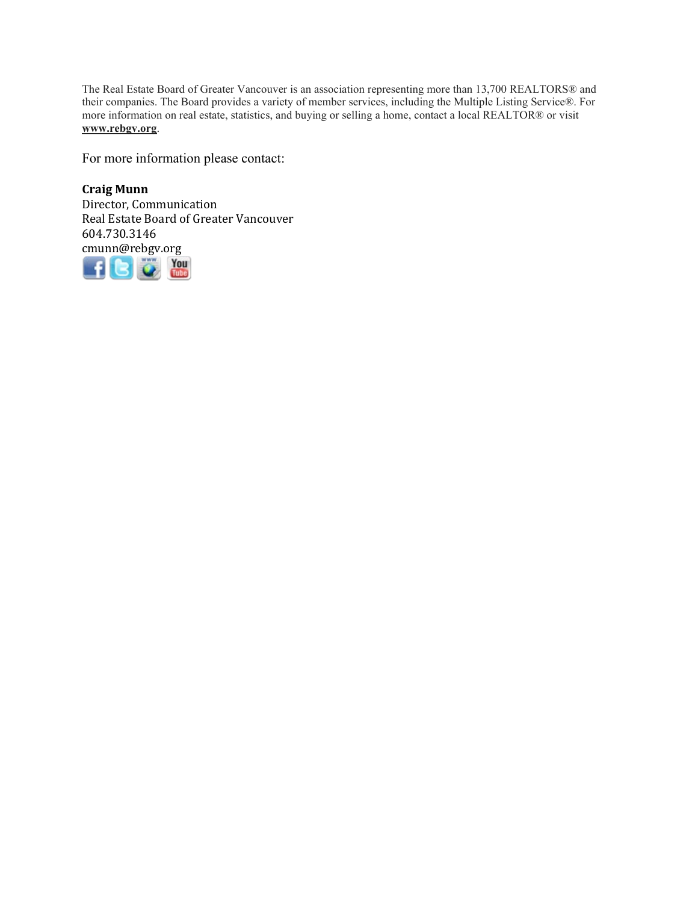The Real Estate Board of Greater Vancouver is an association representing more than 13,700 REALTORS® and their companies. The Board provides a variety of member services, including the Multiple Listing Service®. For more information on real estate, statistics, and buying or selling a home, contact a local REALTOR® or visit **www.rebgv.org**.

For more information please contact:

**Craig Munn**
Director, Communication
Real Estate Board of Greater Vancouver
604.730.3146
cmunn@rebgv.org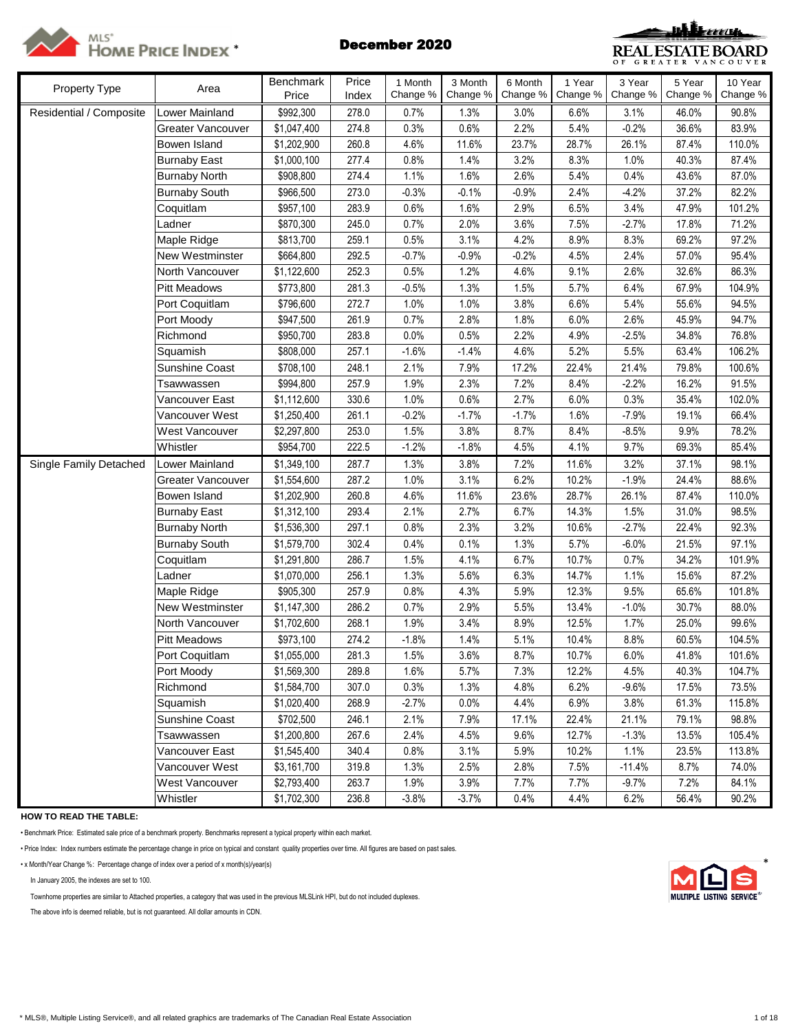MLS® HOME PRICE INDEX *

# December 2020

REAL ESTATE BOARD OF GREATER VANCOUVER

| Property Type | Area | Benchmark Price | Price Index | 1 Month Change % | 3 Month Change % | 6 Month Change % | 1 Year Change % | 3 Year Change % | 5 Year Change % | 10 Year Change % |
|---|---|---|---|---|---|---|---|---|---|---|
| Residential / Composite | Lower Mainland | $992,300 | 278.0 | 0.7% | 1.3% | 3.0% | 6.6% | 3.1% | 46.0% | 90.8% |
| | Greater Vancouver | $1,047,400 | 274.8 | 0.3% | 0.6% | 2.2% | 5.4% | -0.2% | 36.6% | 83.9% |
| | Bowen Island | $1,202,900 | 260.8 | 4.6% | 11.6% | 23.7% | 28.7% | 26.1% | 87.4% | 110.0% |
| | Burnaby East | $1,000,100 | 277.4 | 0.8% | 1.4% | 3.2% | 8.3% | 1.0% | 40.3% | 87.4% |
| | Burnaby North | $908,800 | 274.4 | 1.1% | 1.6% | 2.6% | 5.4% | 0.4% | 43.6% | 87.0% |
| | Burnaby South | $966,500 | 273.0 | -0.3% | -0.1% | -0.9% | 2.4% | -4.2% | 37.2% | 82.2% |
| | Coquitlam | $957,100 | 283.9 | 0.6% | 1.6% | 2.9% | 6.5% | 3.4% | 47.9% | 101.2% |
| | Ladner | $870,300 | 245.0 | 0.7% | 2.0% | 3.6% | 7.5% | -2.7% | 17.8% | 71.2% |
| | Maple Ridge | $813,700 | 259.1 | 0.5% | 3.1% | 4.2% | 8.9% | 8.3% | 69.2% | 97.2% |
| | New Westminster | $664,800 | 292.5 | -0.7% | -0.9% | -0.2% | 4.5% | 2.4% | 57.0% | 95.4% |
| | North Vancouver | $1,122,600 | 252.3 | 0.5% | 1.2% | 4.6% | 9.1% | 2.6% | 32.6% | 86.3% |
| | Pitt Meadows | $773,800 | 281.3 | -0.5% | 1.3% | 1.5% | 5.7% | 6.4% | 67.9% | 104.9% |
| | Port Coquitlam | $796,600 | 272.7 | 1.0% | 1.0% | 3.8% | 6.6% | 5.4% | 55.6% | 94.5% |
| | Port Moody | $947,500 | 261.9 | 0.7% | 2.8% | 1.8% | 6.0% | 2.6% | 45.9% | 94.7% |
| | Richmond | $950,700 | 283.8 | 0.0% | 0.5% | 2.2% | 4.9% | -2.5% | 34.8% | 76.8% |
| | Squamish | $808,000 | 257.1 | -1.6% | -1.4% | 4.6% | 5.2% | 5.5% | 63.4% | 106.2% |
| | Sunshine Coast | $708,100 | 248.1 | 2.1% | 7.9% | 17.2% | 22.4% | 21.4% | 79.8% | 100.6% |
| | Tsawwassen | $994,800 | 257.9 | 1.9% | 2.3% | 7.2% | 8.4% | -2.2% | 16.2% | 91.5% |
| | Vancouver East | $1,112,600 | 330.6 | 1.0% | 0.6% | 2.7% | 6.0% | 0.3% | 35.4% | 102.0% |
| | Vancouver West | $1,250,400 | 261.1 | -0.2% | -1.7% | -1.7% | 1.6% | -7.9% | 19.1% | 66.4% |
| | West Vancouver | $2,297,800 | 253.0 | 1.5% | 3.8% | 8.7% | 8.4% | -8.5% | 9.9% | 78.2% |
| | Whistler | $954,700 | 222.5 | -1.2% | -1.8% | 4.5% | 4.1% | 9.7% | 69.3% | 85.4% |
| Single Family Detached | Lower Mainland | $1,349,100 | 287.7 | 1.3% | 3.8% | 7.2% | 11.6% | 3.2% | 37.1% | 98.1% |
| | Greater Vancouver | $1,554,600 | 287.2 | 1.0% | 3.1% | 6.2% | 10.2% | -1.9% | 24.4% | 88.6% |
| | Bowen Island | $1,202,900 | 260.8 | 4.6% | 11.6% | 23.6% | 28.7% | 26.1% | 87.4% | 110.0% |
| | Burnaby East | $1,312,100 | 293.4 | 2.1% | 2.7% | 6.7% | 14.3% | 1.5% | 31.0% | 98.5% |
| | Burnaby North | $1,536,300 | 297.1 | 0.8% | 2.3% | 3.2% | 10.6% | -2.7% | 22.4% | 92.3% |
| | Burnaby South | $1,579,700 | 302.4 | 0.4% | 0.1% | 1.3% | 5.7% | -6.0% | 21.5% | 97.1% |
| | Coquitlam | $1,291,800 | 286.7 | 1.5% | 4.1% | 6.7% | 10.7% | 0.7% | 34.2% | 101.9% |
| | Ladner | $1,070,000 | 256.1 | 1.3% | 5.6% | 6.3% | 14.7% | 1.1% | 15.6% | 87.2% |
| | Maple Ridge | $905,300 | 257.9 | 0.8% | 4.3% | 5.9% | 12.3% | 9.5% | 65.6% | 101.8% |
| | New Westminster | $1,147,300 | 286.2 | 0.7% | 2.9% | 5.5% | 13.4% | -1.0% | 30.7% | 88.0% |
| | North Vancouver | $1,702,600 | 268.1 | 1.9% | 3.4% | 8.9% | 12.5% | 1.7% | 25.0% | 99.6% |
| | Pitt Meadows | $973,100 | 274.2 | -1.8% | 1.4% | 5.1% | 10.4% | 8.8% | 60.5% | 104.5% |
| | Port Coquitlam | $1,055,000 | 281.3 | 1.5% | 3.6% | 8.7% | 10.7% | 6.0% | 41.8% | 101.6% |
| | Port Moody | $1,569,300 | 289.8 | 1.6% | 5.7% | 7.3% | 12.2% | 4.5% | 40.3% | 104.7% |
| | Richmond | $1,584,700 | 307.0 | 0.3% | 1.3% | 4.8% | 6.2% | -9.6% | 17.5% | 73.5% |
| | Squamish | $1,020,400 | 268.9 | -2.7% | 0.0% | 4.4% | 6.9% | 3.8% | 61.3% | 115.8% |
| | Sunshine Coast | $702,500 | 246.1 | 2.1% | 7.9% | 17.1% | 22.4% | 21.1% | 79.1% | 98.8% |
| | Tsawwassen | $1,200,800 | 267.6 | 2.4% | 4.5% | 9.6% | 12.7% | -1.3% | 13.5% | 105.4% |
| | Vancouver East | $1,545,400 | 340.4 | 0.8% | 3.1% | 5.9% | 10.2% | 1.1% | 23.5% | 113.8% |
| | Vancouver West | $3,161,700 | 319.8 | 1.3% | 2.5% | 2.8% | 7.5% | -11.4% | 8.7% | 74.0% |
| | West Vancouver | $2,793,400 | 263.7 | 1.9% | 3.9% | 7.7% | 7.7% | -9.7% | 7.2% | 84.1% |
| | Whistler | $1,702,300 | 236.8 | -3.8% | -3.7% | 0.4% | 4.4% | 6.2% | 56.4% | 90.2% |

**HOW TO READ THE TABLE:**

• Benchmark Price: Estimated sale price of a benchmark property. Benchmarks represent a typical property within each market.

• Price Index: Index numbers estimate the percentage change in price on typical and constant quality properties over time. All figures are based on past sales.

• x Month/Year Change %: Percentage change of index over a period of x month(s)/year(s)

In January 2005, the indexes are set to 100.

Townhome properties are similar to Attached properties, a category that was used in the previous MLSLink HPI, but do not included duplexes.

The above info is deemed reliable, but is not guaranteed. All dollar amounts in CDN.

MLS MULTIPLE LISTING SERVICE®

* MLS®, Multiple Listing Service®, and all related graphics are trademarks of The Canadian Real Estate Association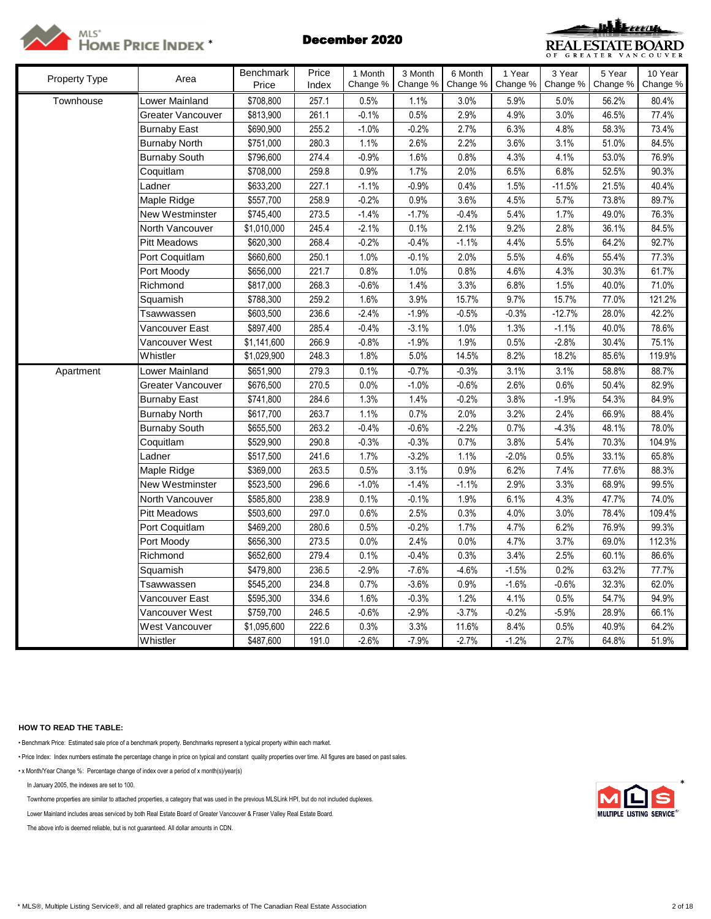MLS® HOME PRICE INDEX *

## December 2020

REAL ESTATE BOARD OF GREATER VANCOUVER

| Property Type | Area | Benchmark Price | Price Index | 1 Month Change % | 3 Month Change % | 6 Month Change % | 1 Year Change % | 3 Year Change % | 5 Year Change % | 10 Year Change % |
|---|---|---|---|---|---|---|---|---|---|---|
| Townhouse | Lower Mainland | $708,800 | 257.1 | 0.5% | 1.1% | 3.0% | 5.9% | 5.0% | 56.2% | 80.4% |
| | Greater Vancouver | $813,900 | 261.1 | -0.1% | 0.5% | 2.9% | 4.9% | 3.0% | 46.5% | 77.4% |
| | Burnaby East | $690,900 | 255.2 | -1.0% | -0.2% | 2.7% | 6.3% | 4.8% | 58.3% | 73.4% |
| | Burnaby North | $751,000 | 280.3 | 1.1% | 2.6% | 2.2% | 3.6% | 3.1% | 51.0% | 84.5% |
| | Burnaby South | $796,600 | 274.4 | -0.9% | 1.6% | 0.8% | 4.3% | 4.1% | 53.0% | 76.9% |
| | Coquitlam | $708,000 | 259.8 | 0.9% | 1.7% | 2.0% | 6.5% | 6.8% | 52.5% | 90.3% |
| | Ladner | $633,200 | 227.1 | -1.1% | -0.9% | 0.4% | 1.5% | -11.5% | 21.5% | 40.4% |
| | Maple Ridge | $557,700 | 258.9 | -0.2% | 0.9% | 3.6% | 4.5% | 5.7% | 73.8% | 89.7% |
| | New Westminster | $745,400 | 273.5 | -1.4% | -1.7% | -0.4% | 5.4% | 1.7% | 49.0% | 76.3% |
| | North Vancouver | $1,010,000 | 245.4 | -2.1% | 0.1% | 2.1% | 9.2% | 2.8% | 36.1% | 84.5% |
| | Pitt Meadows | $620,300 | 268.4 | -0.2% | -0.4% | -1.1% | 4.4% | 5.5% | 64.2% | 92.7% |
| | Port Coquitlam | $660,600 | 250.1 | 1.0% | -0.1% | 2.0% | 5.5% | 4.6% | 55.4% | 77.3% |
| | Port Moody | $656,000 | 221.7 | 0.8% | 1.0% | 0.8% | 4.6% | 4.3% | 30.3% | 61.7% |
| | Richmond | $817,000 | 268.3 | -0.6% | 1.4% | 3.3% | 6.8% | 1.5% | 40.0% | 71.0% |
| | Squamish | $788,300 | 259.2 | 1.6% | 3.9% | 15.7% | 9.7% | 15.7% | 77.0% | 121.2% |
| | Tsawwassen | $603,500 | 236.6 | -2.4% | -1.9% | -0.5% | -0.3% | -12.7% | 28.0% | 42.2% |
| | Vancouver East | $897,400 | 285.4 | -0.4% | -3.1% | 1.0% | 1.3% | -1.1% | 40.0% | 78.6% |
| | Vancouver West | $1,141,600 | 266.9 | -0.8% | -1.9% | 1.9% | 0.5% | -2.8% | 30.4% | 75.1% |
| | Whistler | $1,029,900 | 248.3 | 1.8% | 5.0% | 14.5% | 8.2% | 18.2% | 85.6% | 119.9% |
| Apartment | Lower Mainland | $651,900 | 279.3 | 0.1% | -0.7% | -0.3% | 3.1% | 3.1% | 58.8% | 88.7% |
| | Greater Vancouver | $676,500 | 270.5 | 0.0% | -1.0% | -0.6% | 2.6% | 0.6% | 50.4% | 82.9% |
| | Burnaby East | $741,800 | 284.6 | 1.3% | 1.4% | -0.2% | 3.8% | -1.9% | 54.3% | 84.9% |
| | Burnaby North | $617,700 | 263.7 | 1.1% | 0.7% | 2.0% | 3.2% | 2.4% | 66.9% | 88.4% |
| | Burnaby South | $655,500 | 263.2 | -0.4% | -0.6% | -2.2% | 0.7% | -4.3% | 48.1% | 78.0% |
| | Coquitlam | $529,900 | 290.8 | -0.3% | -0.3% | 0.7% | 3.8% | 5.4% | 70.3% | 104.9% |
| | Ladner | $517,500 | 241.6 | 1.7% | -3.2% | 1.1% | -2.0% | 0.5% | 33.1% | 65.8% |
| | Maple Ridge | $369,000 | 263.5 | 0.5% | 3.1% | 0.9% | 6.2% | 7.4% | 77.6% | 88.3% |
| | New Westminster | $523,500 | 296.6 | -1.0% | -1.4% | -1.1% | 2.9% | 3.3% | 68.9% | 99.5% |
| | North Vancouver | $585,800 | 238.9 | 0.1% | -0.1% | 1.9% | 6.1% | 4.3% | 47.7% | 74.0% |
| | Pitt Meadows | $503,600 | 297.0 | 0.6% | 2.5% | 0.3% | 4.0% | 3.0% | 78.4% | 109.4% |
| | Port Coquitlam | $469,200 | 280.6 | 0.5% | -0.2% | 1.7% | 4.7% | 6.2% | 76.9% | 99.3% |
| | Port Moody | $656,300 | 273.5 | 0.0% | 2.4% | 0.0% | 4.7% | 3.7% | 69.0% | 112.3% |
| | Richmond | $652,600 | 279.4 | 0.1% | -0.4% | 0.3% | 3.4% | 2.5% | 60.1% | 86.6% |
| | Squamish | $479,800 | 236.5 | -2.9% | -7.6% | -4.6% | -1.5% | 0.2% | 63.2% | 77.7% |
| | Tsawwassen | $545,200 | 234.8 | 0.7% | -3.6% | 0.9% | -1.6% | -0.6% | 32.3% | 62.0% |
| | Vancouver East | $595,300 | 334.6 | 1.6% | -0.3% | 1.2% | 4.1% | 0.5% | 54.7% | 94.9% |
| | Vancouver West | $759,700 | 246.5 | -0.6% | -2.9% | -3.7% | -0.2% | -5.9% | 28.9% | 66.1% |
| | West Vancouver | $1,095,600 | 222.6 | 0.3% | 3.3% | 11.6% | 8.4% | 0.5% | 40.9% | 64.2% |
| | Whistler | $487,600 | 191.0 | -2.6% | -7.9% | -2.7% | -1.2% | 2.7% | 64.8% | 51.9% |

**HOW TO READ THE TABLE:**

- Benchmark Price: Estimated sale price of a benchmark property. Benchmarks represent a typical property within each market.
- Price Index: Index numbers estimate the percentage change in price on typical and constant quality properties over time. All figures are based on past sales.
- x Month/Year Change %: Percentage change of index over a period of x month(s)/year(s)

In January 2005, the indexes are set to 100.

Townhome properties are similar to attached properties, a category that was used in the previous MLSLink HPI, but do not included duplexes.

Lower Mainland includes areas serviced by both Real Estate Board of Greater Vancouver & Fraser Valley Real Estate Board.

The above info is deemed reliable, but is not guaranteed. All dollar amounts in CDN.

MLS MULTIPLE LISTING SERVICE®

* MLS®, Multiple Listing Service®, and all related graphics are trademarks of The Canadian Real Estate Association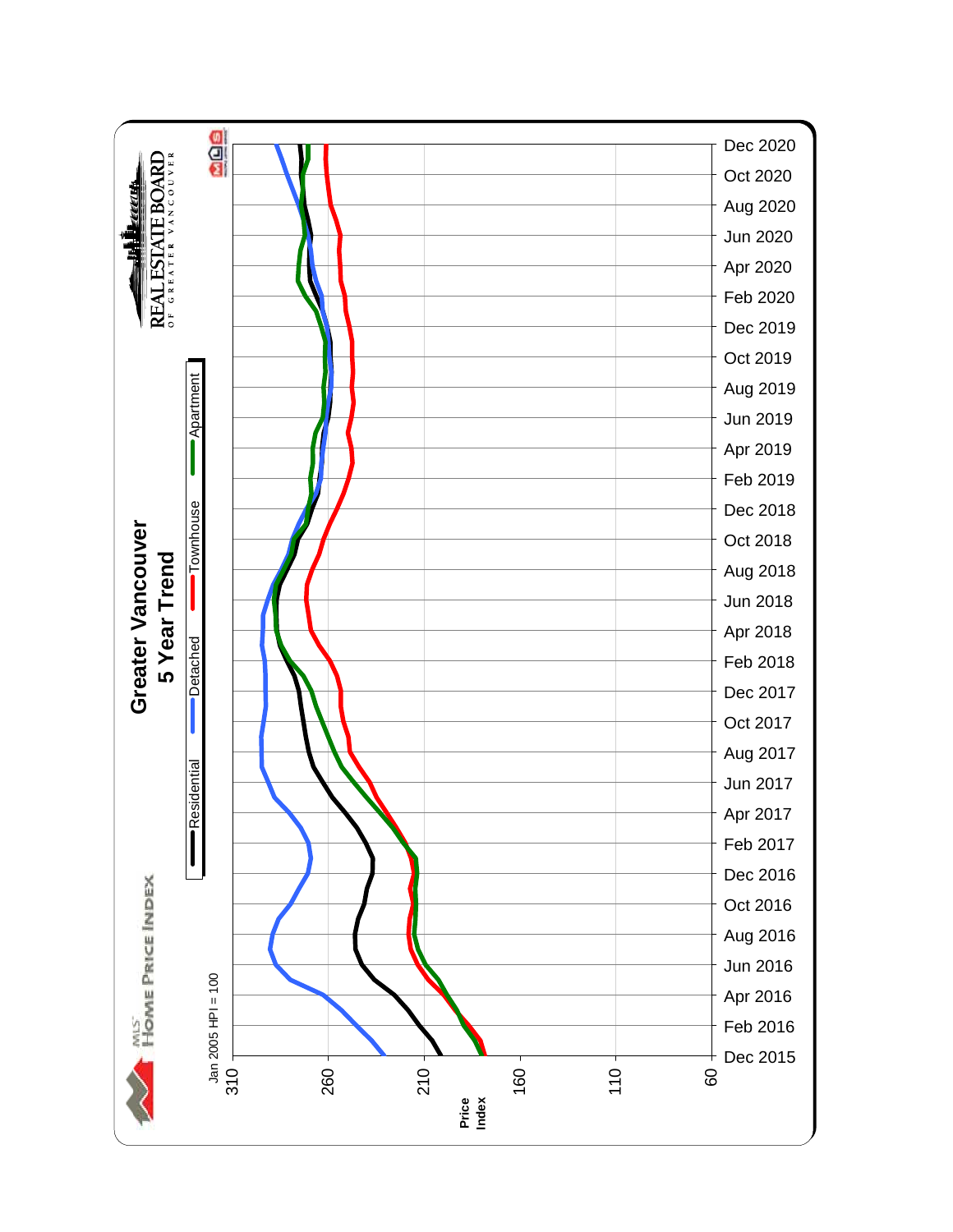# Greater Vancouver

## 5 Year Trend

MLS® HOME PRICE INDEX

REAL ESTATE BOARD OF GREATER VANCOUVER

Residential | Detached | Townhouse | Apartment

Jan 2005 HPI = 100

Price Index

310, 260, 210, 160, 110, 60

Dec 2015, Feb 2016, Apr 2016, Jun 2016, Aug 2016, Oct 2016, Dec 2016, Feb 2017, Apr 2017, Jun 2017, Aug 2017, Oct 2017, Dec 2017, Feb 2018, Apr 2018, Jun 2018, Aug 2018, Oct 2018, Dec 2018, Feb 2019, Apr 2019, Jun 2019, Aug 2019, Oct 2019, Dec 2019, Feb 2020, Apr 2020, Jun 2020, Aug 2020, Oct 2020, Dec 2020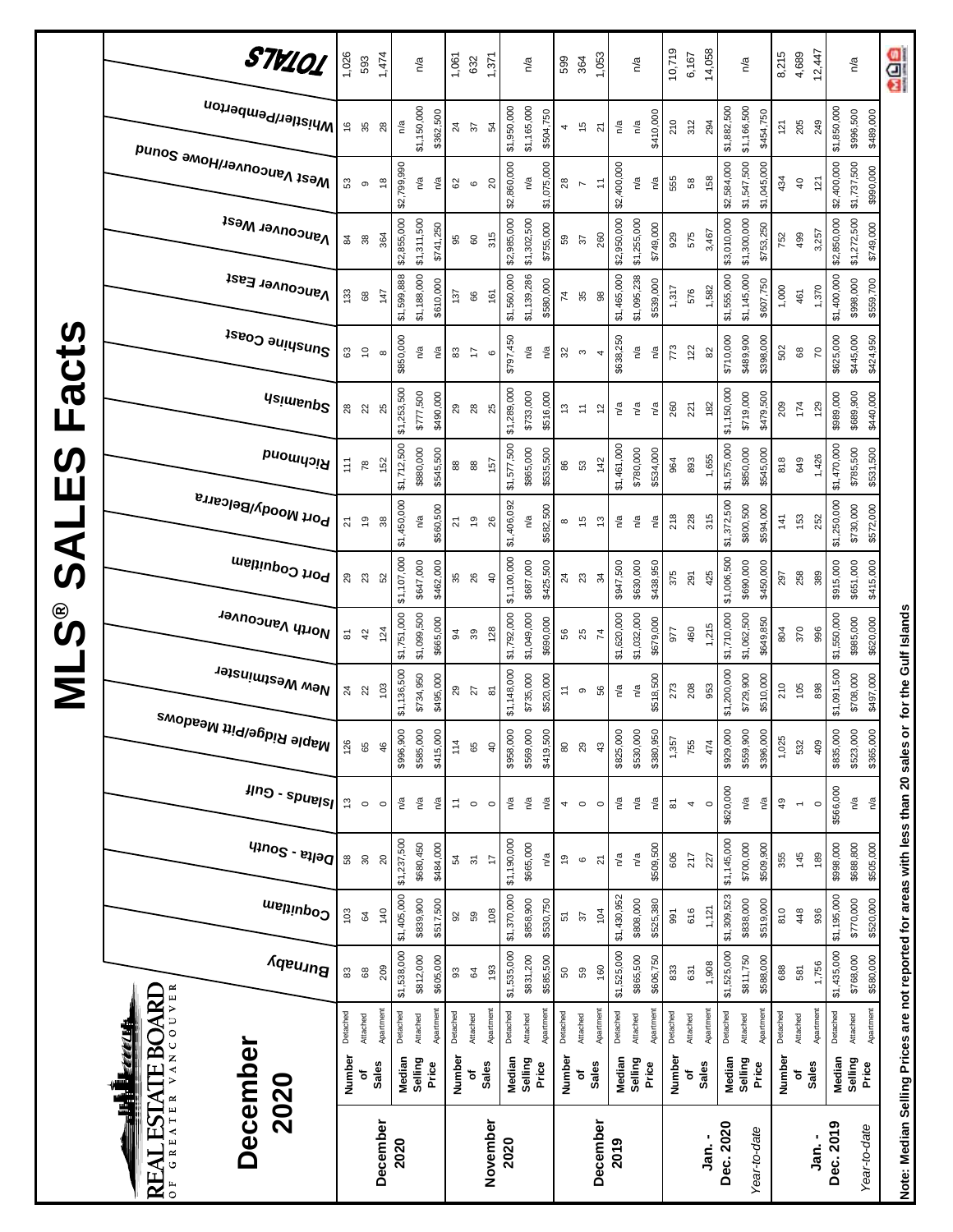# MLS® SALES Facts

## December 2020

REAL ESTATE BOARD OF GREATER VANCOUVER

| | | | Burnaby | Coquitlam | Delta - South | Islands - Gulf | Maple Ridge/Pitt Meadows | New Westminster | North Vancouver | Port Coquitlam | Port Moody/Belcarra | Richmond | Squamish | Sunshine Coast | Vancouver East | Vancouver West | West Vancouver/Howe Sound | Whistler/Pemberton | TOTALS |
|---|---|---|---|---|---|---|---|---|---|---|---|---|---|---|---|---|---|---|---|
| **December 2020** | Number of Sales | Detached | 83 | 103 | 58 | 13 | 126 | 24 | 81 | 29 | 21 | 111 | 28 | 63 | 133 | 84 | 53 | 16 | 1,026 |
| | | Attached | 68 | 64 | 30 | 0 | 65 | 22 | 42 | 23 | 19 | 78 | 22 | 10 | 68 | 38 | 9 | 35 | 593 |
| | | Apartment | 209 | 140 | 20 | 0 | 46 | 103 | 124 | 52 | 38 | 152 | 25 | 8 | 147 | 364 | 18 | 28 | 1,474 |
| | Median Selling Price | Detached | $1,538,000 | $1,405,000 | $1,237,500 | n/a | $996,900 | $1,136,500 | $1,751,000 | $1,107,000 | $1,450,000 | $1,712,500 | $1,253,500 | $850,000 | $1,599,888 | $2,855,000 | $2,799,990 | n/a | n/a |
| | | Attached | $812,000 | $839,900 | $680,450 | n/a | $585,000 | $734,950 | $1,099,500 | $647,000 | n/a | $880,000 | $777,500 | n/a | $1,188,000 | $1,311,500 | n/a | $1,150,000 | |
| | | Apartment | $605,000 | $517,500 | $484,000 | n/a | $415,000 | $495,000 | $665,000 | $462,000 | $560,500 | $545,500 | $490,000 | n/a | $610,000 | $741,250 | n/a | $362,500 | |
| **November 2020** | Number of Sales | Detached | 93 | 92 | 54 | 11 | 114 | 29 | 94 | 35 | 21 | 88 | 29 | 83 | 137 | 95 | 62 | 24 | 1,061 |
| | | Attached | 64 | 59 | 31 | 0 | 65 | 27 | 39 | 26 | 19 | 88 | 28 | 17 | 66 | 60 | 6 | 37 | 632 |
| | | Apartment | 193 | 108 | 17 | 0 | 40 | 81 | 128 | 40 | 26 | 157 | 25 | 6 | 161 | 315 | 20 | 54 | 1,371 |
| | Median Selling Price | Detached | $1,535,000 | $1,370,000 | $1,190,000 | n/a | $958,000 | $1,148,000 | $1,792,000 | $1,100,000 | $1,406,092 | $1,577,500 | $1,289,000 | $797,450 | $1,560,000 | $2,985,000 | $2,860,000 | $1,950,000 | n/a |
| | | Attached | $831,200 | $858,900 | $665,000 | n/a | $569,000 | $735,000 | $1,049,000 | $687,000 | n/a | $865,000 | $733,000 | n/a | $1,139,286 | $1,302,500 | n/a | $1,165,000 | |
| | | Apartment | $585,500 | $530,750 | n/a | n/a | $419,500 | $520,000 | $690,000 | $425,500 | $582,500 | $535,500 | $516,000 | n/a | $580,000 | $755,000 | $1,075,000 | $504,750 | |
| **December 2019** | Number of Sales | Detached | 50 | 51 | 19 | 4 | 80 | 11 | 56 | 24 | 8 | 86 | 13 | 32 | 74 | 59 | 28 | 4 | 599 |
| | | Attached | 59 | 37 | 6 | 0 | 29 | 9 | 25 | 23 | 15 | 53 | 11 | 3 | 35 | 37 | 7 | 15 | 364 |
| | | Apartment | 160 | 104 | 21 | 0 | 43 | 56 | 74 | 34 | 13 | 142 | 12 | 4 | 98 | 260 | 11 | 21 | 1,053 |
| | Median Selling Price | Detached | $1,525,000 | $1,430,952 | n/a | n/a | $825,000 | n/a | $1,620,000 | $947,500 | n/a | $1,461,000 | n/a | $638,250 | $1,465,000 | $2,950,000 | $2,400,000 | n/a | n/a |
| | | Attached | $865,500 | $808,000 | n/a | n/a | $530,000 | n/a | $1,032,000 | $630,000 | n/a | $780,000 | n/a | n/a | $1,095,238 | $1,255,000 | n/a | n/a | |
| | | Apartment | $606,750 | $525,380 | $509,500 | n/a | $380,950 | $518,500 | $679,000 | $438,950 | n/a | $534,000 | n/a | n/a | $539,000 | $749,000 | n/a | $410,000 | |
| **Jan. - Dec. 2020** | Number of Sales | Detached | 833 | 991 | 606 | 81 | 1,357 | 273 | 977 | 375 | 218 | 964 | 260 | 773 | 1,317 | 929 | 555 | 210 | 10,719 |
| | | Attached | 631 | 616 | 217 | 4 | 755 | 208 | 460 | 291 | 228 | 893 | 221 | 122 | 576 | 575 | 58 | 312 | 6,167 |
| | | Apartment | 1,908 | 1,121 | 227 | 0 | 474 | 953 | 1,215 | 425 | 315 | 1,655 | 182 | 82 | 1,582 | 3,467 | 158 | 294 | 14,058 |
| *Year-to-date* | Median Selling Price | Detached | $1,525,000 | $1,309,523 | $1,145,000 | $620,000 | $929,000 | $1,200,000 | $1,710,000 | $1,006,500 | $1,372,500 | $1,575,000 | $1,150,000 | $710,000 | $1,555,000 | $3,010,000 | $2,584,000 | $1,882,500 | n/a |
| | | Attached | $811,750 | $838,000 | $700,000 | n/a | $559,900 | $729,900 | $1,062,500 | $690,000 | $800,500 | $850,000 | $719,000 | $489,900 | $1,145,000 | $1,300,000 | $1,547,500 | $1,166,500 | |
| | | Apartment | $588,000 | $519,000 | $509,900 | n/a | $396,000 | $510,000 | $649,850 | $450,000 | $594,000 | $545,000 | $479,500 | $398,000 | $607,750 | $753,250 | $1,045,000 | $454,750 | |
| **Jan. - Dec. 2019** | Number of Sales | Detached | 688 | 810 | 355 | 49 | 1,025 | 210 | 804 | 297 | 141 | 818 | 209 | 502 | 1,000 | 752 | 434 | 121 | 8,215 |
| | | Attached | 581 | 448 | 145 | 1 | 532 | 105 | 370 | 258 | 153 | 649 | 174 | 68 | 461 | 499 | 40 | 205 | 4,689 |
| | | Apartment | 1,756 | 936 | 189 | 0 | 409 | 898 | 996 | 389 | 252 | 1,426 | 129 | 70 | 1,370 | 3,257 | 121 | 249 | 12,447 |
| *Year-to-date* | Median Selling Price | Detached | $1,435,000 | $1,195,000 | $998,000 | $566,000 | $835,000 | $1,091,500 | $1,550,000 | $915,000 | $1,250,000 | $1,470,000 | $989,000 | $625,000 | $1,400,000 | $2,850,000 | $2,400,000 | $1,850,000 | n/a |
| | | Attached | $768,000 | $770,000 | $688,800 | n/a | $523,000 | $708,000 | $985,000 | $651,000 | $730,000 | $785,500 | $689,900 | $445,000 | $998,000 | $1,272,500 | $1,737,500 | $996,500 | |
| | | Apartment | $580,000 | $520,000 | $505,000 | n/a | $365,000 | $497,000 | $620,000 | $415,000 | $572,000 | $531,500 | $440,000 | $424,950 | $559,700 | $749,000 | $990,000 | $489,000 | |

**Note: Median Selling Prices are not reported for areas with less than 20 sales or for the Gulf Islands**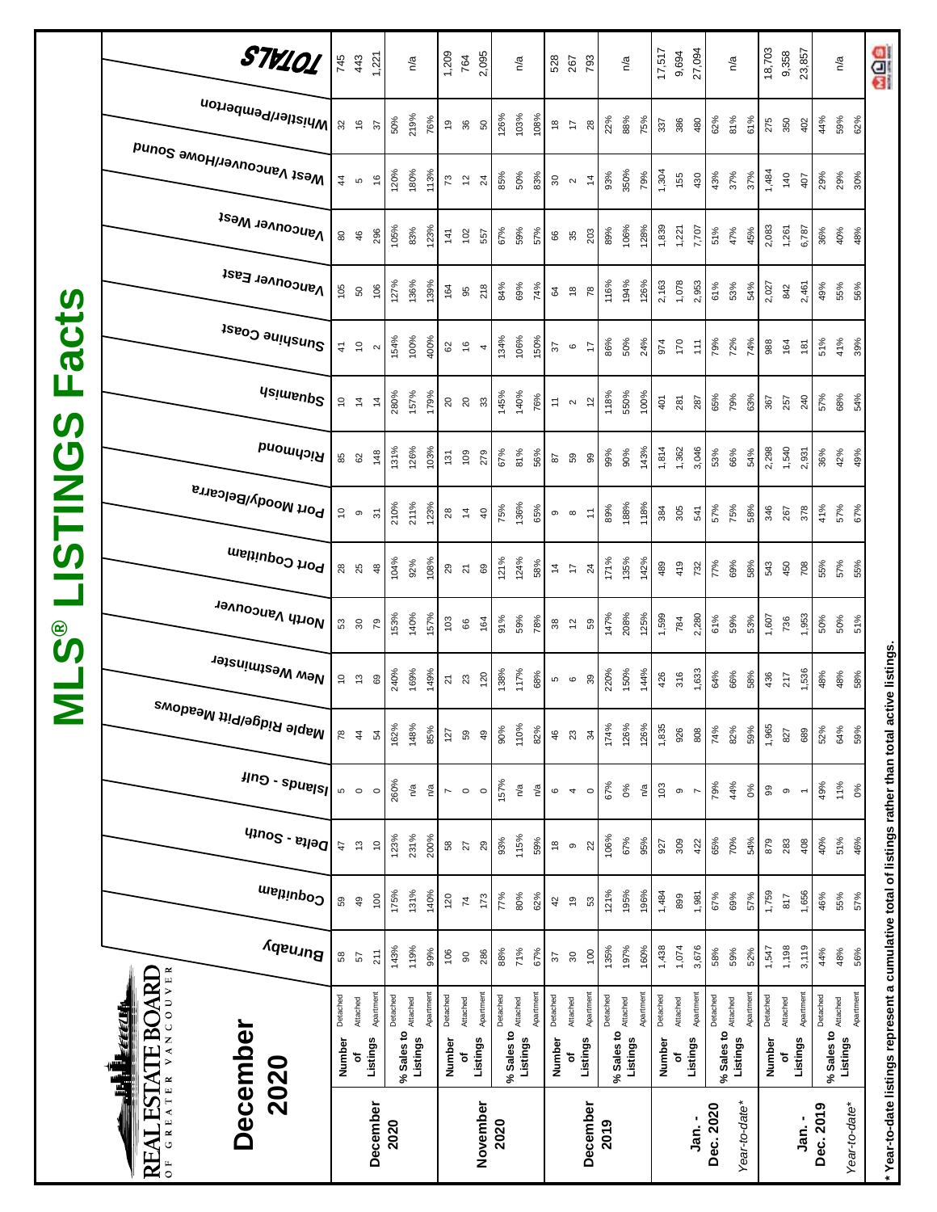# MLS® LISTINGS Facts

REAL ESTATE BOARD OF GREATER VANCOUVER

## December 2020

| | | | Burnaby | Coquitlam | Delta - South | Islands - Gulf | Maple Ridge/Pitt Meadows | New Westminster | North Vancouver | Port Coquitlam | Port Moody/Belcarra | Richmond | Squamish | Sunshine Coast | Vancouver East | Vancouver West | West Vancouver/Howe Sound | Whistler/Pemberton | TOTALS |
|---|---|---|---|---|---|---|---|---|---|---|---|---|---|---|---|---|---|---|---|
| **December 2020** | Number of Listings | Detached | 58 | 59 | 47 | 5 | 78 | 10 | 53 | 28 | 10 | 85 | 10 | 41 | 105 | 80 | 44 | 32 | 745 |
| | | Attached | 57 | 49 | 13 | 0 | 44 | 13 | 30 | 25 | 9 | 62 | 14 | 10 | 50 | 46 | 5 | 16 | 443 |
| | | Apartment | 211 | 100 | 10 | 0 | 54 | 69 | 79 | 48 | 31 | 148 | 14 | 2 | 106 | 296 | 16 | 37 | 1,221 |
| | % Sales to Listings | Detached | 143% | 175% | 123% | 260% | 162% | 240% | 153% | 104% | 210% | 131% | 280% | 154% | 127% | 105% | 120% | 50% | n/a |
| | | Attached | 119% | 131% | 231% | n/a | 148% | 169% | 140% | 92% | 211% | 126% | 157% | 100% | 136% | 83% | 180% | 219% | |
| | | Apartment | 99% | 140% | 200% | n/a | 85% | 149% | 157% | 108% | 123% | 103% | 179% | 400% | 139% | 123% | 113% | 76% | |
| **November 2020** | Number of Listings | Detached | 106 | 120 | 58 | 7 | 127 | 21 | 103 | 29 | 28 | 131 | 20 | 62 | 164 | 141 | 73 | 19 | 1,209 |
| | | Attached | 90 | 74 | 27 | 0 | 59 | 23 | 66 | 21 | 14 | 109 | 20 | 16 | 95 | 102 | 12 | 36 | 764 |
| | | Apartment | 286 | 173 | 29 | 0 | 49 | 120 | 164 | 69 | 40 | 279 | 33 | 4 | 218 | 557 | 24 | 50 | 2,095 |
| | % Sales to Listings | Detached | 88% | 77% | 93% | 157% | 90% | 138% | 91% | 121% | 75% | 67% | 145% | 134% | 84% | 67% | 85% | 126% | n/a |
| | | Attached | 71% | 80% | 115% | n/a | 110% | 117% | 59% | 124% | 136% | 81% | 140% | 106% | 69% | 59% | 50% | 103% | |
| | | Apartment | 67% | 62% | 59% | n/a | 82% | 68% | 78% | 58% | 65% | 56% | 76% | 150% | 74% | 57% | 83% | 108% | |
| **December 2019** | Number of Listings | Detached | 37 | 42 | 18 | 6 | 46 | 5 | 38 | 14 | 9 | 87 | 11 | 37 | 64 | 66 | 30 | 18 | 528 |
| | | Attached | 30 | 19 | 9 | 4 | 23 | 6 | 12 | 17 | 8 | 59 | 2 | 6 | 18 | 35 | 2 | 17 | 267 |
| | | Apartment | 100 | 53 | 22 | 0 | 34 | 39 | 59 | 24 | 11 | 99 | 12 | 17 | 78 | 203 | 14 | 28 | 793 |
| | % Sales to Listings | Detached | 135% | 121% | 106% | 67% | 174% | 220% | 147% | 171% | 89% | 99% | 118% | 86% | 116% | 89% | 93% | 22% | n/a |
| | | Attached | 197% | 195% | 67% | 0% | 126% | 150% | 208% | 135% | 188% | 90% | 550% | 50% | 194% | 106% | 350% | 88% | |
| | | Apartment | 160% | 196% | 95% | n/a | 126% | 144% | 125% | 142% | 118% | 143% | 100% | 24% | 126% | 128% | 79% | 75% | |
| **Jan. - Dec. 2020** | Number of Listings | Detached | 1,438 | 1,484 | 927 | 103 | 1,835 | 426 | 1,599 | 489 | 384 | 1,814 | 401 | 974 | 2,163 | 1,839 | 1,304 | 337 | 17,517 |
| | | Attached | 1,074 | 899 | 309 | 9 | 926 | 316 | 784 | 419 | 305 | 1,362 | 281 | 170 | 1,078 | 1,221 | 155 | 386 | 9,694 |
| | | Apartment | 3,676 | 1,981 | 422 | 7 | 808 | 1,633 | 2,280 | 732 | 541 | 3,046 | 287 | 111 | 2,953 | 7,707 | 430 | 480 | 27,094 |
| *Year-to-date** | % Sales to Listings | Detached | 58% | 67% | 65% | 79% | 74% | 64% | 61% | 77% | 57% | 53% | 65% | 79% | 61% | 51% | 43% | 62% | n/a |
| | | Attached | 59% | 69% | 70% | 44% | 82% | 66% | 59% | 69% | 75% | 66% | 79% | 72% | 53% | 47% | 37% | 81% | |
| | | Apartment | 52% | 57% | 54% | 0% | 59% | 58% | 53% | 58% | 58% | 54% | 63% | 74% | 54% | 45% | 37% | 61% | |
| **Jan. - Dec. 2019** | Number of Listings | Detached | 1,547 | 1,759 | 879 | 99 | 1,965 | 436 | 1,607 | 543 | 346 | 2,298 | 367 | 988 | 2,027 | 2,083 | 1,484 | 275 | 18,703 |
| | | Attached | 1,198 | 817 | 283 | 9 | 827 | 217 | 736 | 450 | 267 | 1,540 | 257 | 164 | 842 | 1,261 | 140 | 350 | 9,358 |
| | | Apartment | 3,119 | 1,656 | 408 | 1 | 689 | 1,536 | 1,953 | 708 | 378 | 2,931 | 240 | 181 | 2,461 | 6,787 | 407 | 402 | 23,857 |
| *Year-to-date** | % Sales to Listings | Detached | 44% | 46% | 40% | 49% | 52% | 48% | 50% | 55% | 41% | 36% | 57% | 51% | 49% | 36% | 29% | 44% | n/a |
| | | Attached | 48% | 55% | 51% | 11% | 64% | 48% | 50% | 57% | 57% | 42% | 68% | 41% | 55% | 40% | 29% | 59% | |
| | | Apartment | 56% | 57% | 46% | 0% | 59% | 58% | 51% | 55% | 67% | 49% | 54% | 39% | 56% | 48% | 30% | 62% | |

\* Year-to-date listings represent a cumulative total of listings rather than total active listings.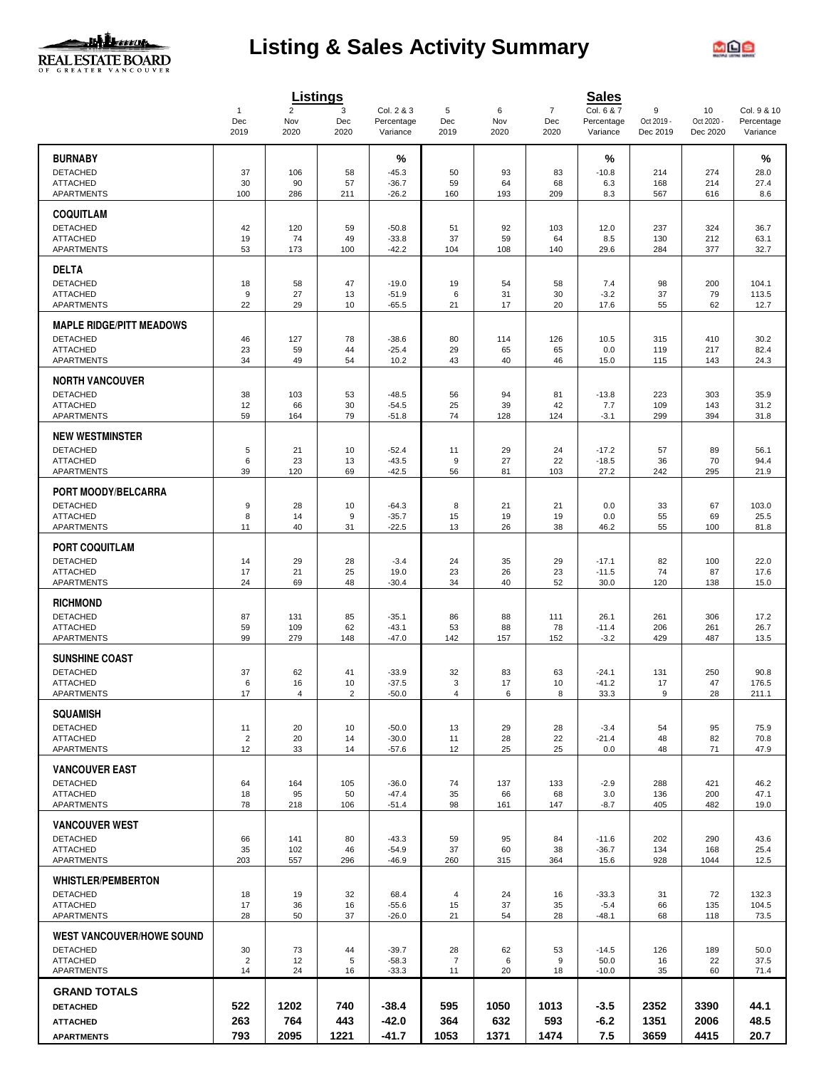# Listing & Sales Activity Summary

| | Listings | | | | Sales | | | | | | |
|---|---|---|---|---|---|---|---|---|---|---|---|
| | 1<br>Dec<br>2019 | 2<br>Nov<br>2020 | 3<br>Dec<br>2020 | Col. 2 & 3<br>Percentage<br>Variance | 5<br>Dec<br>2019 | 6<br>Nov<br>2020 | 7<br>Dec<br>2020 | Col. 6 & 7<br>Percentage<br>Variance | 9<br>Oct 2019 -<br>Dec 2019 | 10<br>Oct 2020 -<br>Dec 2020 | Col. 9 & 10<br>Percentage<br>Variance |
| **BURNABY** | | | | % | | | | % | | | % |
| DETACHED | 37 | 106 | 58 | -45.3 | 50 | 93 | 83 | -10.8 | 214 | 274 | 28.0 |
| ATTACHED | 30 | 90 | 57 | -36.7 | 59 | 64 | 68 | 6.3 | 168 | 214 | 27.4 |
| APARTMENTS | 100 | 286 | 211 | -26.2 | 160 | 193 | 209 | 8.3 | 567 | 616 | 8.6 |
| **COQUITLAM** | | | | | | | | | | | |
| DETACHED | 42 | 120 | 59 | -50.8 | 51 | 92 | 103 | 12.0 | 237 | 324 | 36.7 |
| ATTACHED | 19 | 74 | 49 | -33.8 | 37 | 59 | 64 | 8.5 | 130 | 212 | 63.1 |
| APARTMENTS | 53 | 173 | 100 | -42.2 | 104 | 108 | 140 | 29.6 | 284 | 377 | 32.7 |
| **DELTA** | | | | | | | | | | | |
| DETACHED | 18 | 58 | 47 | -19.0 | 19 | 54 | 58 | 7.4 | 98 | 200 | 104.1 |
| ATTACHED | 9 | 27 | 13 | -51.9 | 6 | 31 | 30 | -3.2 | 37 | 79 | 113.5 |
| APARTMENTS | 22 | 29 | 10 | -65.5 | 21 | 17 | 20 | 17.6 | 55 | 62 | 12.7 |
| **MAPLE RIDGE/PITT MEADOWS** | | | | | | | | | | | |
| DETACHED | 46 | 127 | 78 | -38.6 | 80 | 114 | 126 | 10.5 | 315 | 410 | 30.2 |
| ATTACHED | 23 | 59 | 44 | -25.4 | 29 | 65 | 65 | 0.0 | 119 | 217 | 82.4 |
| APARTMENTS | 34 | 49 | 54 | 10.2 | 43 | 40 | 46 | 15.0 | 115 | 143 | 24.3 |
| **NORTH VANCOUVER** | | | | | | | | | | | |
| DETACHED | 38 | 103 | 53 | -48.5 | 56 | 94 | 81 | -13.8 | 223 | 303 | 35.9 |
| ATTACHED | 12 | 66 | 30 | -54.5 | 25 | 39 | 42 | 7.7 | 109 | 143 | 31.2 |
| APARTMENTS | 59 | 164 | 79 | -51.8 | 74 | 128 | 124 | -3.1 | 299 | 394 | 31.8 |
| **NEW WESTMINSTER** | | | | | | | | | | | |
| DETACHED | 5 | 21 | 10 | -52.4 | 11 | 29 | 24 | -17.2 | 57 | 89 | 56.1 |
| ATTACHED | 6 | 23 | 13 | -43.5 | 9 | 27 | 22 | -18.5 | 36 | 70 | 94.4 |
| APARTMENTS | 39 | 120 | 69 | -42.5 | 56 | 81 | 103 | 27.2 | 242 | 295 | 21.9 |
| **PORT MOODY/BELCARRA** | | | | | | | | | | | |
| DETACHED | 9 | 28 | 10 | -64.3 | 8 | 21 | 21 | 0.0 | 33 | 67 | 103.0 |
| ATTACHED | 8 | 14 | 9 | -35.7 | 15 | 19 | 19 | 0.0 | 55 | 69 | 25.5 |
| APARTMENTS | 11 | 40 | 31 | -22.5 | 13 | 26 | 38 | 46.2 | 55 | 100 | 81.8 |
| **PORT COQUITLAM** | | | | | | | | | | | |
| DETACHED | 14 | 29 | 28 | -3.4 | 24 | 35 | 29 | -17.1 | 82 | 100 | 22.0 |
| ATTACHED | 17 | 21 | 25 | 19.0 | 23 | 26 | 23 | -11.5 | 74 | 87 | 17.6 |
| APARTMENTS | 24 | 69 | 48 | -30.4 | 34 | 40 | 52 | 30.0 | 120 | 138 | 15.0 |
| **RICHMOND** | | | | | | | | | | | |
| DETACHED | 87 | 131 | 85 | -35.1 | 86 | 88 | 111 | 26.1 | 261 | 306 | 17.2 |
| ATTACHED | 59 | 109 | 62 | -43.1 | 53 | 88 | 78 | -11.4 | 206 | 261 | 26.7 |
| APARTMENTS | 99 | 279 | 148 | -47.0 | 142 | 157 | 152 | -3.2 | 429 | 487 | 13.5 |
| **SUNSHINE COAST** | | | | | | | | | | | |
| DETACHED | 37 | 62 | 41 | -33.9 | 32 | 83 | 63 | -24.1 | 131 | 250 | 90.8 |
| ATTACHED | 6 | 16 | 10 | -37.5 | 3 | 17 | 10 | -41.2 | 17 | 47 | 176.5 |
| APARTMENTS | 17 | 4 | 2 | -50.0 | 4 | 6 | 8 | 33.3 | 9 | 28 | 211.1 |
| **SQUAMISH** | | | | | | | | | | | |
| DETACHED | 11 | 20 | 10 | -50.0 | 13 | 29 | 28 | -3.4 | 54 | 95 | 75.9 |
| ATTACHED | 2 | 20 | 14 | -30.0 | 11 | 28 | 22 | -21.4 | 48 | 82 | 70.8 |
| APARTMENTS | 12 | 33 | 14 | -57.6 | 12 | 25 | 25 | 0.0 | 48 | 71 | 47.9 |
| **VANCOUVER EAST** | | | | | | | | | | | |
| DETACHED | 64 | 164 | 105 | -36.0 | 74 | 137 | 133 | -2.9 | 288 | 421 | 46.2 |
| ATTACHED | 18 | 95 | 50 | -47.4 | 35 | 66 | 68 | 3.0 | 136 | 200 | 47.1 |
| APARTMENTS | 78 | 218 | 106 | -51.4 | 98 | 161 | 147 | -8.7 | 405 | 482 | 19.0 |
| **VANCOUVER WEST** | | | | | | | | | | | |
| DETACHED | 66 | 141 | 80 | -43.3 | 59 | 95 | 84 | -11.6 | 202 | 290 | 43.6 |
| ATTACHED | 35 | 102 | 46 | -54.9 | 37 | 60 | 38 | -36.7 | 134 | 168 | 25.4 |
| APARTMENTS | 203 | 557 | 296 | -46.9 | 260 | 315 | 364 | 15.6 | 928 | 1044 | 12.5 |
| **WHISTLER/PEMBERTON** | | | | | | | | | | | |
| DETACHED | 18 | 19 | 32 | 68.4 | 4 | 24 | 16 | -33.3 | 31 | 72 | 132.3 |
| ATTACHED | 17 | 36 | 16 | -55.6 | 15 | 37 | 35 | -5.4 | 66 | 135 | 104.5 |
| APARTMENTS | 28 | 50 | 37 | -26.0 | 21 | 54 | 28 | -48.1 | 68 | 118 | 73.5 |
| **WEST VANCOUVER/HOWE SOUND** | | | | | | | | | | | |
| DETACHED | 30 | 73 | 44 | -39.7 | 28 | 62 | 53 | -14.5 | 126 | 189 | 50.0 |
| ATTACHED | 2 | 12 | 5 | -58.3 | 7 | 6 | 9 | 50.0 | 16 | 22 | 37.5 |
| APARTMENTS | 14 | 24 | 16 | -33.3 | 11 | 20 | 18 | -10.0 | 35 | 60 | 71.4 |
| **GRAND TOTALS** | | | | | | | | | | | |
| **DETACHED** | **522** | **1202** | **740** | **-38.4** | **595** | **1050** | **1013** | **-3.5** | **2352** | **3390** | **44.1** |
| **ATTACHED** | **263** | **764** | **443** | **-42.0** | **364** | **632** | **593** | **-6.2** | **1351** | **2006** | **48.5** |
| **APARTMENTS** | **793** | **2095** | **1221** | **-41.7** | **1053** | **1371** | **1474** | **7.5** | **3659** | **4415** | **20.7** |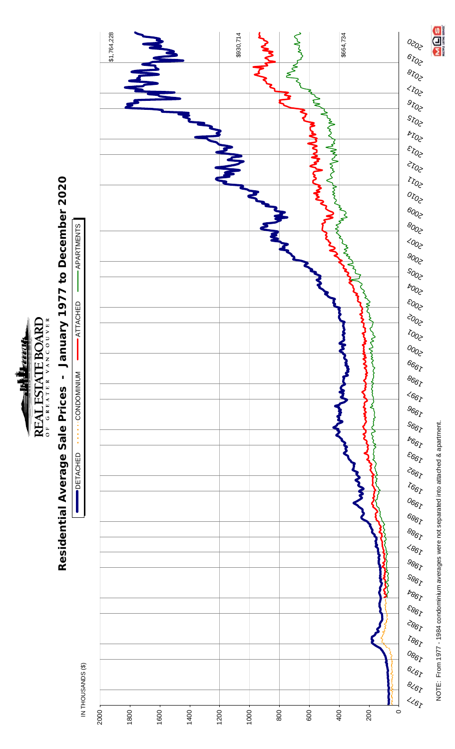REAL ESTATE BOARD OF GREATER VANCOUVER

# Residential Average Sale Prices - January 1977 to December 2020

DETACHED
CONDOMINIUM
ATTACHED
APARTMENTS

IN THOUSANDS ($)

2000
1800
1600
1400
1200
1000
800
600
400
200
0

1977
1978
1979
1980
1981
1982
1983
1984
1985
1986
1987
1988
1989
1990
1991
1992
1993
1994
1995
1996
1997
1998
1999
2000
2001
2002
2003
2004
2005
2006
2007
2008
2009
2010
2011
2012
2013
2014
2015
2016
2017
2018
2019
2020

$1,764,228
$930,714
$664,734

NOTE: From 1977 - 1984 condominium averages were not separated into attached & apartment.

MLS MULTIPLE LISTING SERVICE